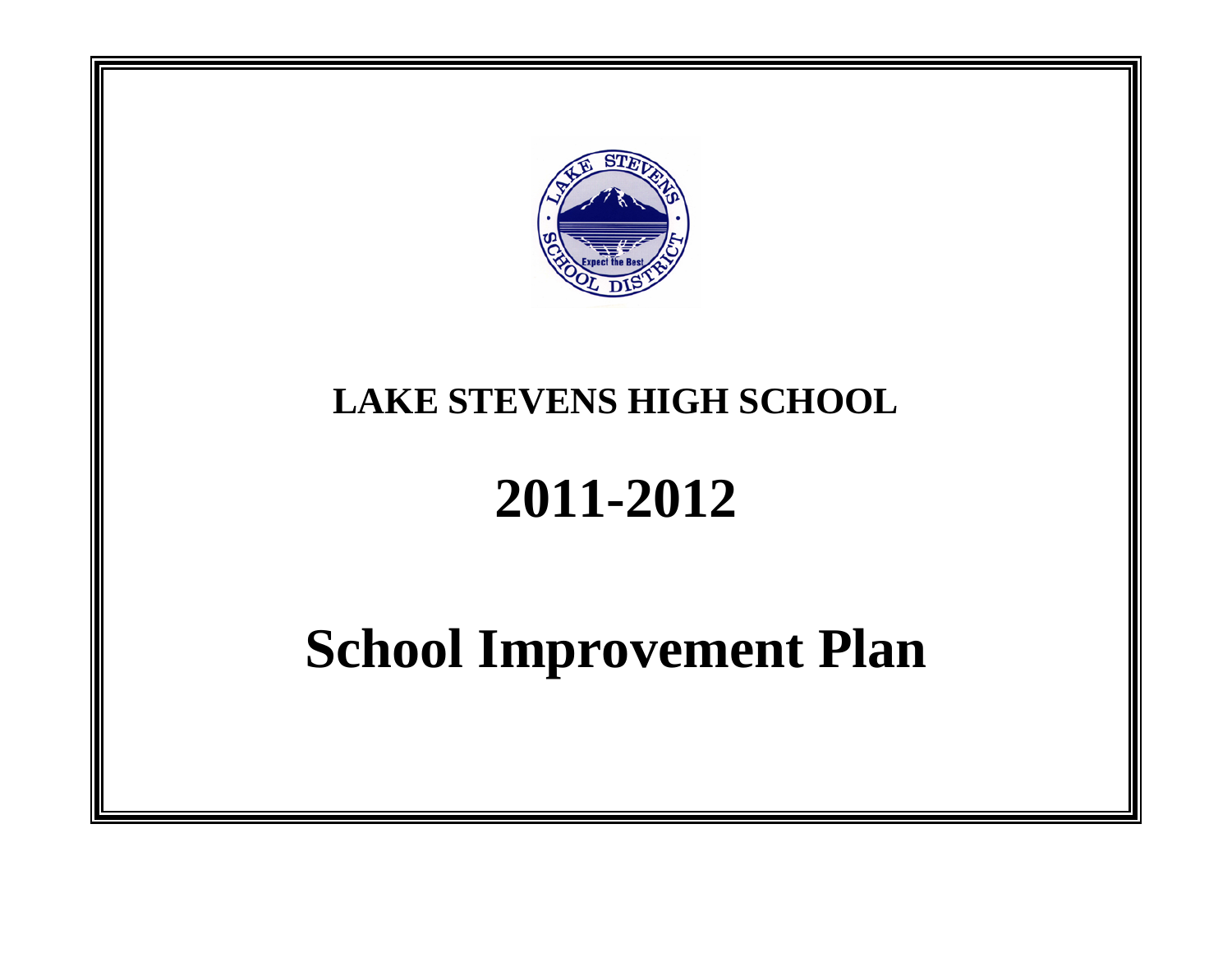# LAKE STEVENS HIGH SCHOOL

# 2011-2012

# School Improvement Plan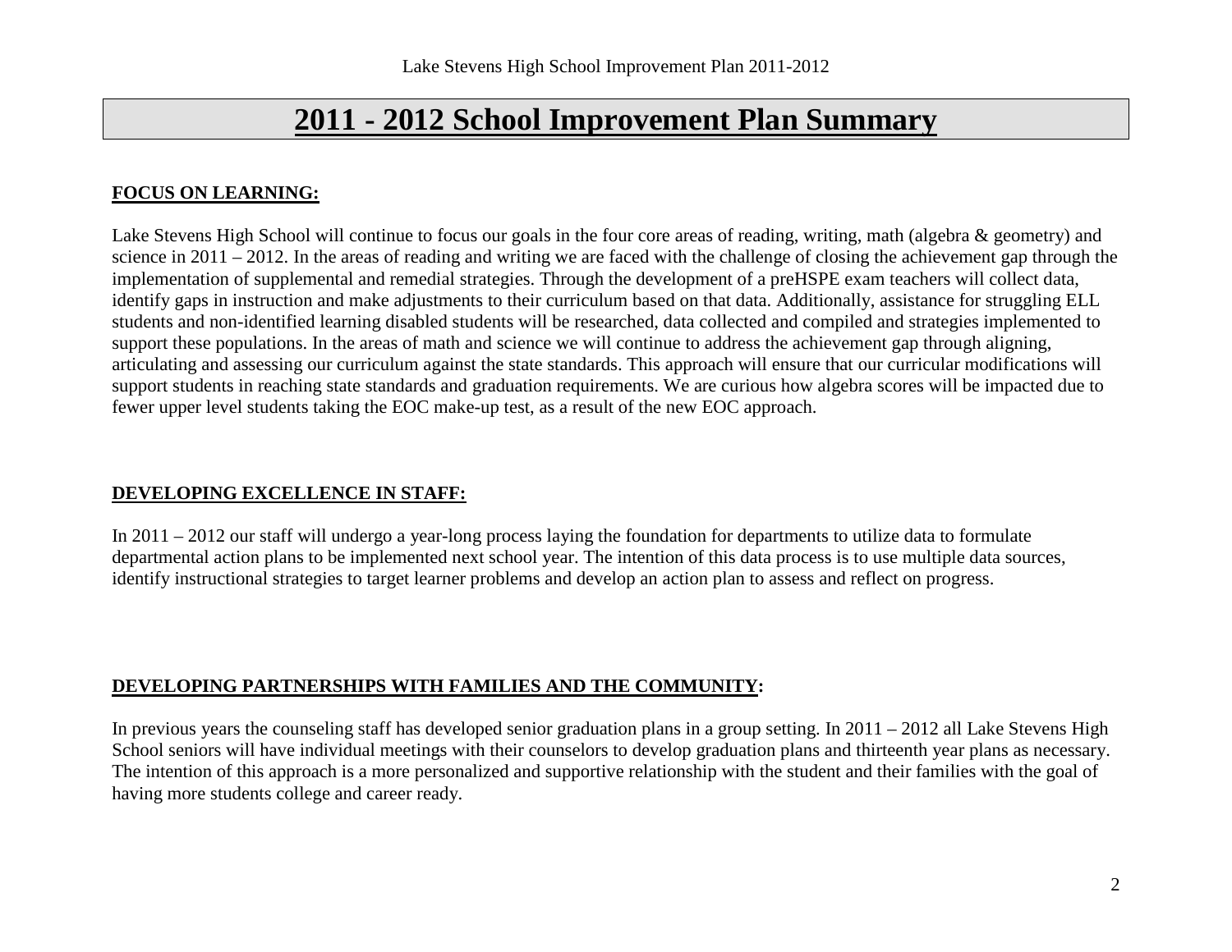# 2011 - 2012 School Improvement Plan Summary

**FOCUS ON LEARNING:**

Lake Stevens High School will continue to focus our goals in the four core areas of reading, writing, math (algebra & geometry) and science in 2011 – 2012. In the areas of reading and writing we are faced with the challenge of closing the achievement gap through the implementation of supplemental and remedial strategies. Through the development of a preHSPE exam teachers will collect data, identify gaps in instruction and make adjustments to their curriculum based on that data. Additionally, assistance for struggling ELL students and non-identified learning disabled students will be researched, data collected and compiled and strategies implemented to support these populations. In the areas of math and science we will continue to address the achievement gap through aligning, articulating and assessing our curriculum against the state standards. This approach will ensure that our curricular modifications will support students in reaching state standards and graduation requirements. We are curious how algebra scores will be impacted due to fewer upper level students taking the EOC make-up test, as a result of the new EOC approach.

**DEVELOPING EXCELLENCE IN STAFF:**

In 2011 – 2012 our staff will undergo a year-long process laying the foundation for departments to utilize data to formulate departmental action plans to be implemented next school year. The intention of this data process is to use multiple data sources, identify instructional strategies to target learner problems and develop an action plan to assess and reflect on progress.

**DEVELOPING PARTNERSHIPS WITH FAMILIES AND THE COMMUNITY:**

In previous years the counseling staff has developed senior graduation plans in a group setting. In 2011 – 2012 all Lake Stevens High School seniors will have individual meetings with their counselors to develop graduation plans and thirteenth year plans as necessary. The intention of this approach is a more personalized and supportive relationship with the student and their families with the goal of having more students college and career ready.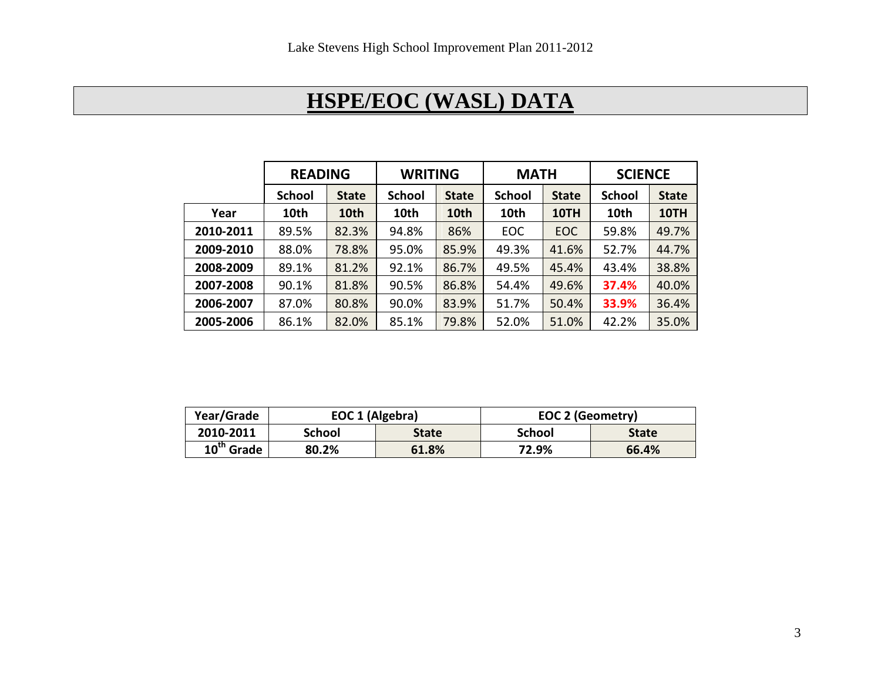# HSPE/EOC (WASL) DATA

| | READING | | WRITING | | MATH | | SCIENCE | |
|---|---|---|---|---|---|---|---|---|
| | School | State | School | State | School | State | School | State |
| Year | 10th | 10th | 10th | 10th | 10th | 10TH | 10th | 10TH |
| 2010-2011 | 89.5% | 82.3% | 94.8% | 86% | EOC | EOC | 59.8% | 49.7% |
| 2009-2010 | 88.0% | 78.8% | 95.0% | 85.9% | 49.3% | 41.6% | 52.7% | 44.7% |
| 2008-2009 | 89.1% | 81.2% | 92.1% | 86.7% | 49.5% | 45.4% | 43.4% | 38.8% |
| 2007-2008 | 90.1% | 81.8% | 90.5% | 86.8% | 54.4% | 49.6% | **37.4%** | 40.0% |
| 2006-2007 | 87.0% | 80.8% | 90.0% | 83.9% | 51.7% | 50.4% | **33.9%** | 36.4% |
| 2005-2006 | 86.1% | 82.0% | 85.1% | 79.8% | 52.0% | 51.0% | 42.2% | 35.0% |

| Year/Grade | EOC 1 (Algebra) | | EOC 2 (Geometry) | |
|---|---|---|---|---|
| 2010-2011 | School | State | School | State |
| 10th Grade | 80.2% | 61.8% | 72.9% | 66.4% |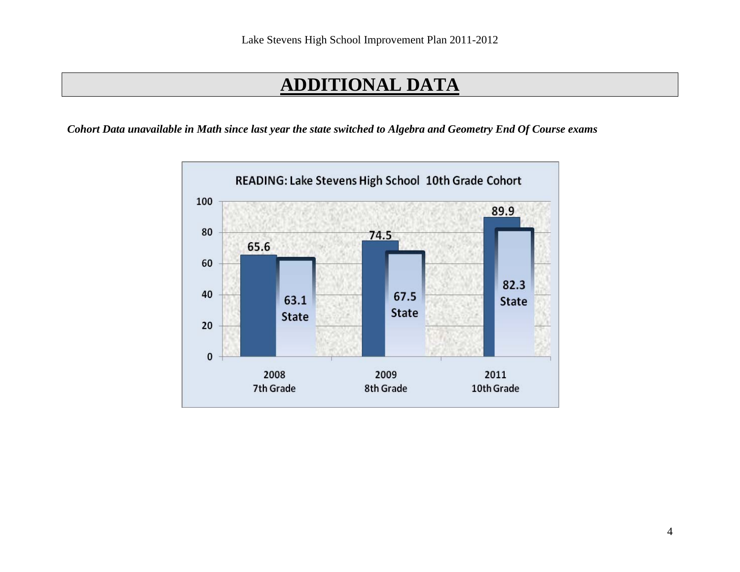# ADDITIONAL DATA

***Cohort Data unavailable in Math since last year the state switched to Algebra and Geometry End Of Course exams***

**READING: Lake Stevens High School 10th Grade Cohort**

| | Lake Stevens | State |
|---|---|---|
| 2008 7th Grade | 65.6 | 63.1 |
| 2009 8th Grade | 74.5 | 67.5 |
| 2011 10th Grade | 89.9 | 82.3 |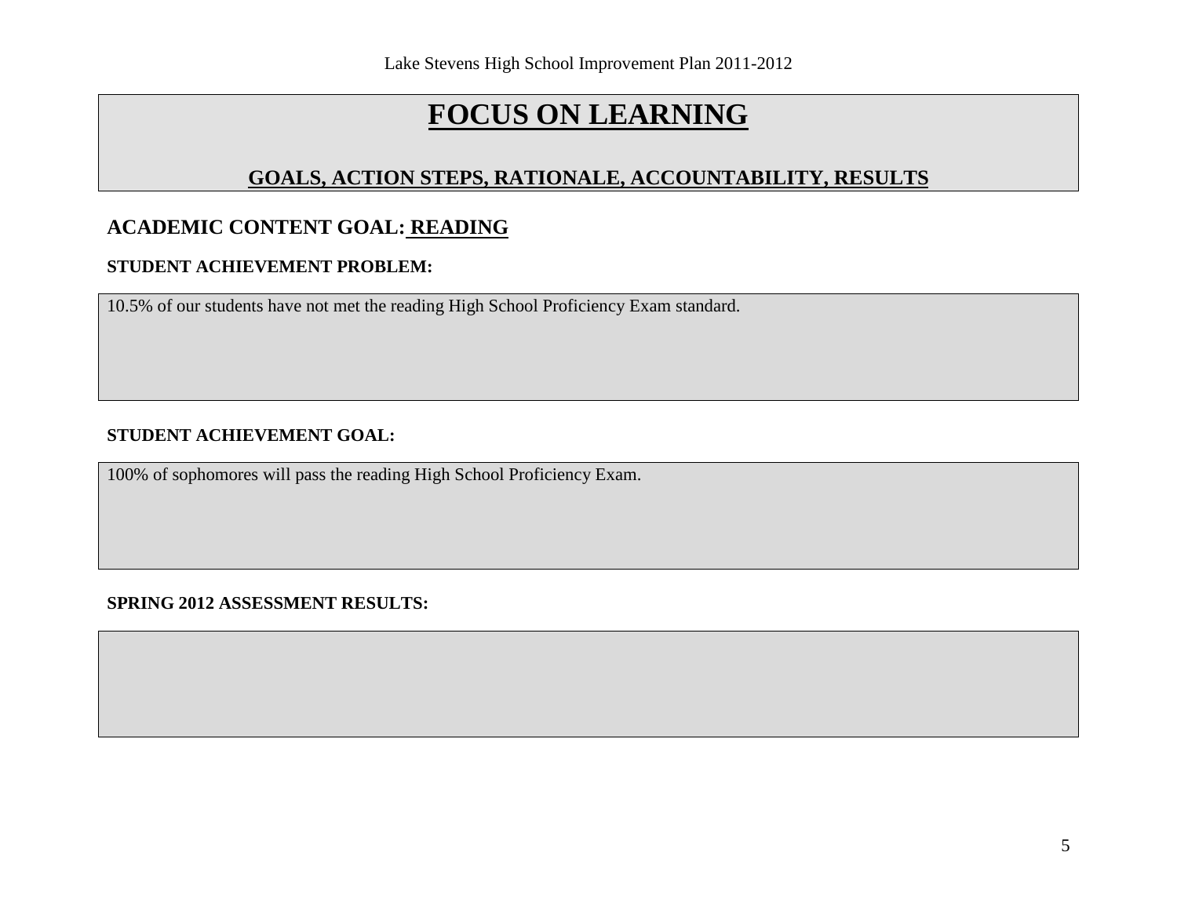# FOCUS ON LEARNING

## GOALS, ACTION STEPS, RATIONALE, ACCOUNTABILITY, RESULTS

## ACADEMIC CONTENT GOAL: READING

**STUDENT ACHIEVEMENT PROBLEM:**

10.5% of our students have not met the reading High School Proficiency Exam standard.

**STUDENT ACHIEVEMENT GOAL:**

100% of sophomores will pass the reading High School Proficiency Exam.

**SPRING 2012 ASSESSMENT RESULTS:**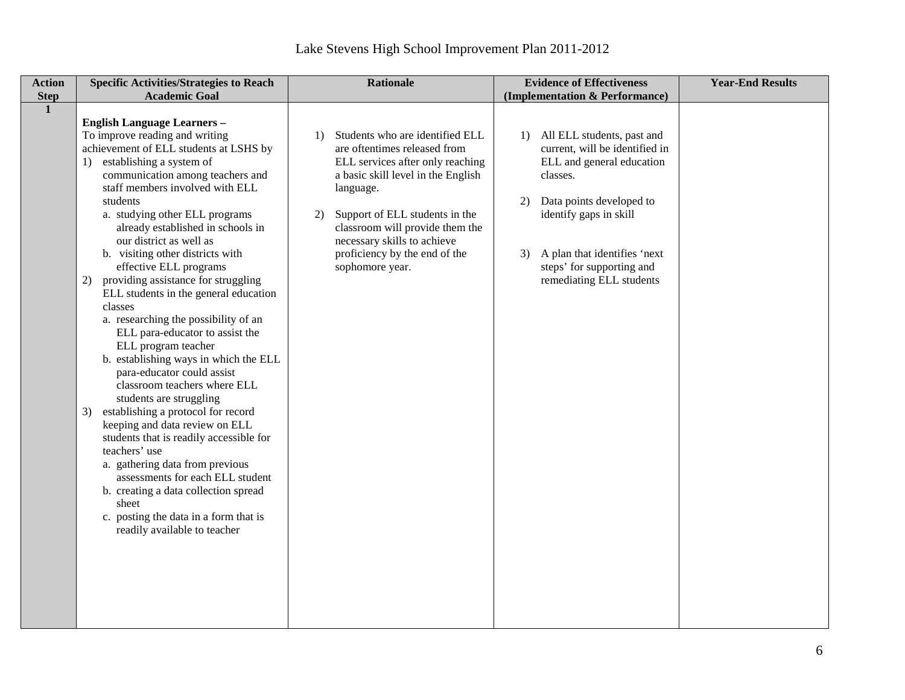# Lake Stevens High School Improvement Plan 2011-2012

| Action Step | Specific Activities/Strategies to Reach Academic Goal | Rationale | Evidence of Effectiveness (Implementation & Performance) | Year-End Results |
|---|---|---|---|---|
| **1** | **English Language Learners –**<br>To improve reading and writing achievement of ELL students at LSHS by<br>1) establishing a system of communication among teachers and staff members involved with ELL students<br>a. studying other ELL programs already established in schools in our district as well as<br>b. visiting other districts with effective ELL programs<br>2) providing assistance for struggling ELL students in the general education classes<br>a. researching the possibility of an ELL para-educator to assist the ELL program teacher<br>b. establishing ways in which the ELL para-educator could assist classroom teachers where ELL students are struggling<br>3) establishing a protocol for record keeping and data review on ELL students that is readily accessible for teachers' use<br>a. gathering data from previous assessments for each ELL student<br>b. creating a data collection spread sheet<br>c. posting the data in a form that is readily available to teacher | 1) Students who are identified ELL are oftentimes released from ELL services after only reaching a basic skill level in the English language.<br>2) Support of ELL students in the classroom will provide them the necessary skills to achieve proficiency by the end of the sophomore year. | 1) All ELL students, past and current, will be identified in ELL and general education classes.<br>2) Data points developed to identify gaps in skill<br>3) A plan that identifies 'next steps' for supporting and remediating ELL students | |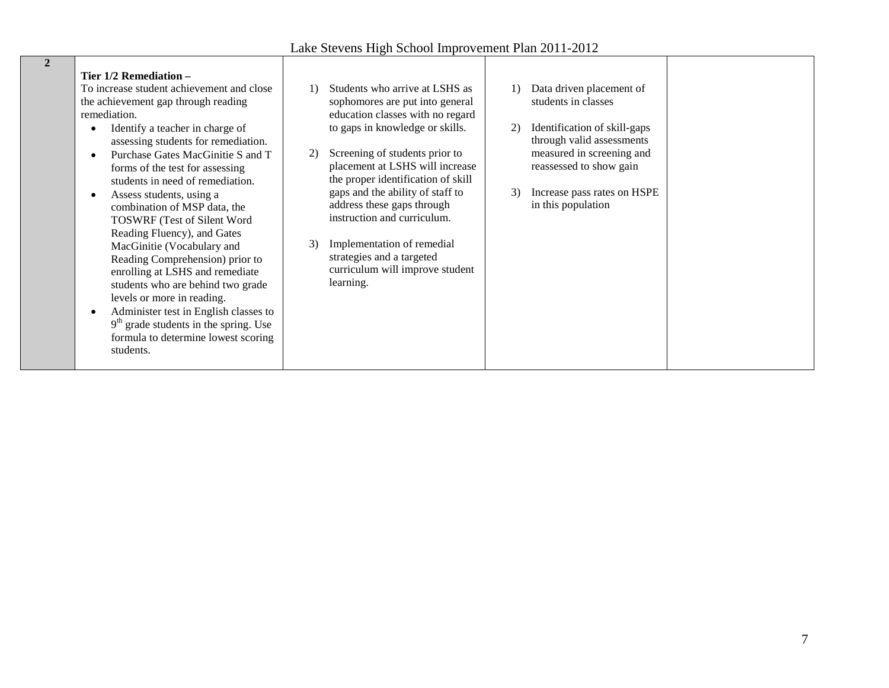| | | | | |
|---|---|---|---|---|
| **2** | **Tier 1/2 Remediation –**<br>To increase student achievement and close the achievement gap through reading remediation.<br>• Identify a teacher in charge of assessing students for remediation.<br>• Purchase Gates MacGinitie S and T forms of the test for assessing students in need of remediation.<br>• Assess students, using a combination of MSP data, the TOSWRF (Test of Silent Word Reading Fluency), and Gates MacGinitie (Vocabulary and Reading Comprehension) prior to enrolling at LSHS and remediate students who are behind two grade levels or more in reading.<br>• Administer test in English classes to 9th grade students in the spring. Use formula to determine lowest scoring students. | 1) Students who arrive at LSHS as sophomores are put into general education classes with no regard to gaps in knowledge or skills.<br><br>2) Screening of students prior to placement at LSHS will increase the proper identification of skill gaps and the ability of staff to address these gaps through instruction and curriculum.<br><br>3) Implementation of remedial strategies and a targeted curriculum will improve student learning. | 1) Data driven placement of students in classes<br><br>2) Identification of skill-gaps through valid assessments measured in screening and reassessed to show gain<br><br>3) Increase pass rates on HSPE in this population | |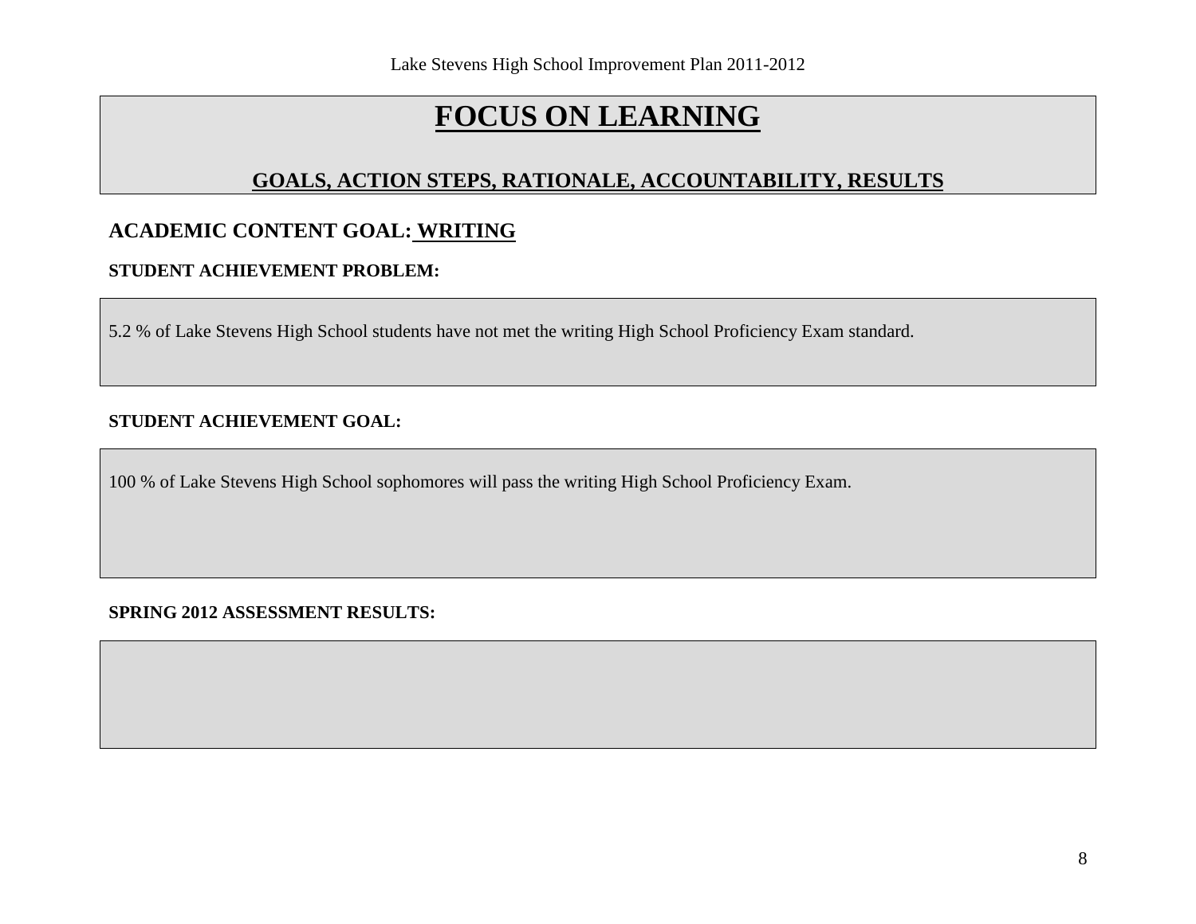# FOCUS ON LEARNING

## GOALS, ACTION STEPS, RATIONALE, ACCOUNTABILITY, RESULTS

## ACADEMIC CONTENT GOAL: WRITING

**STUDENT ACHIEVEMENT PROBLEM:**

5.2 % of Lake Stevens High School students have not met the writing High School Proficiency Exam standard.

**STUDENT ACHIEVEMENT GOAL:**

100 % of Lake Stevens High School sophomores will pass the writing High School Proficiency Exam.

**SPRING 2012 ASSESSMENT RESULTS:**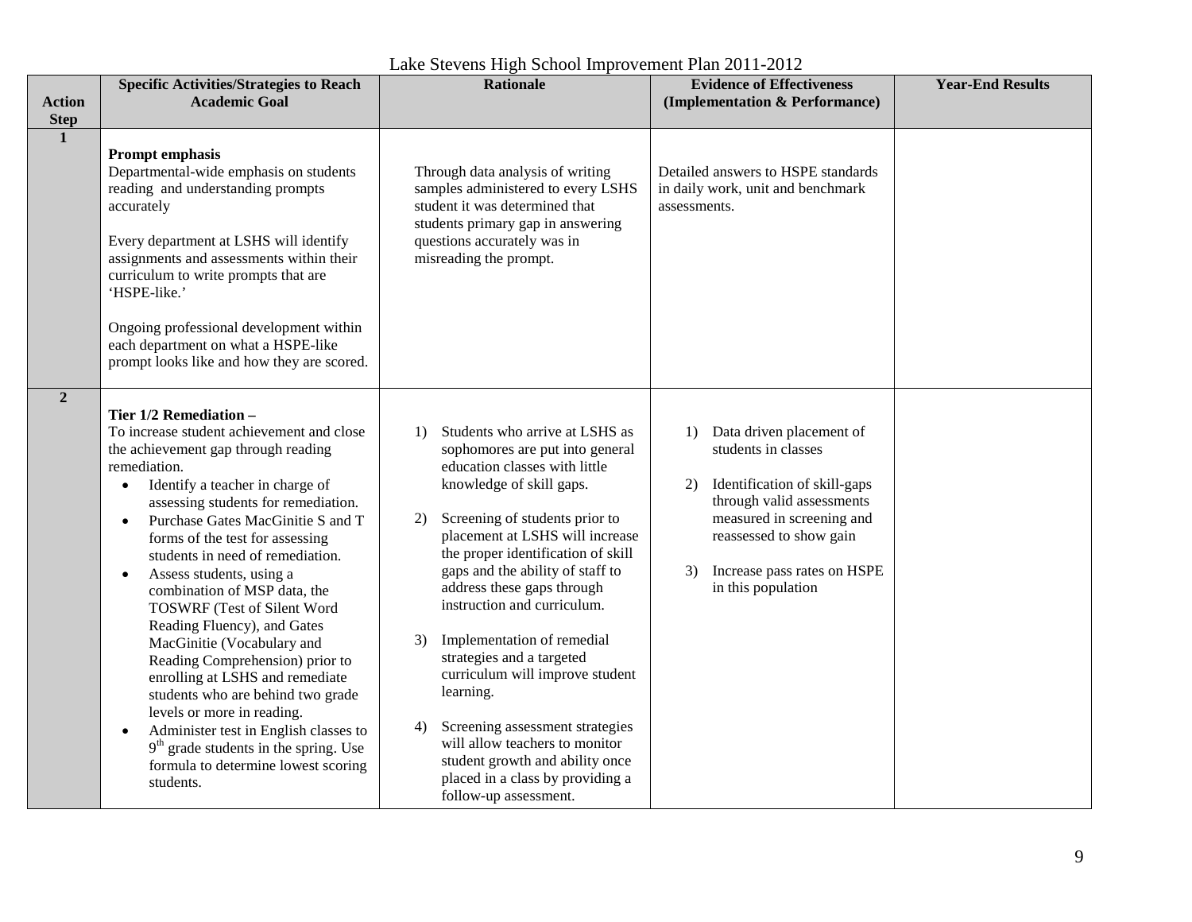Lake Stevens High School Improvement Plan 2011-2012

| Action Step | Specific Activities/Strategies to Reach Academic Goal | Rationale | Evidence of Effectiveness (Implementation & Performance) | Year-End Results |
|---|---|---|---|---|
| 1 | **Prompt emphasis**<br>Departmental-wide emphasis on students reading and understanding prompts accurately<br><br>Every department at LSHS will identify assignments and assessments within their curriculum to write prompts that are 'HSPE-like.'<br><br>Ongoing professional development within each department on what a HSPE-like prompt looks like and how they are scored. | Through data analysis of writing samples administered to every LSHS student it was determined that students primary gap in answering questions accurately was in misreading the prompt. | Detailed answers to HSPE standards in daily work, unit and benchmark assessments. | |
| 2 | **Tier 1/2 Remediation –**<br>To increase student achievement and close the achievement gap through reading remediation.<br>• Identify a teacher in charge of assessing students for remediation.<br>• Purchase Gates MacGinitie S and T forms of the test for assessing students in need of remediation.<br>• Assess students, using a combination of MSP data, the TOSWRF (Test of Silent Word Reading Fluency), and Gates MacGinitie (Vocabulary and Reading Comprehension) prior to enrolling at LSHS and remediate students who are behind two grade levels or more in reading.<br>• Administer test in English classes to 9th grade students in the spring. Use formula to determine lowest scoring students. | 1) Students who arrive at LSHS as sophomores are put into general education classes with little knowledge of skill gaps.<br><br>2) Screening of students prior to placement at LSHS will increase the proper identification of skill gaps and the ability of staff to address these gaps through instruction and curriculum.<br><br>3) Implementation of remedial strategies and a targeted curriculum will improve student learning.<br><br>4) Screening assessment strategies will allow teachers to monitor student growth and ability once placed in a class by providing a follow-up assessment. | 1) Data driven placement of students in classes<br><br>2) Identification of skill-gaps through valid assessments measured in screening and reassessed to show gain<br><br>3) Increase pass rates on HSPE in this population | |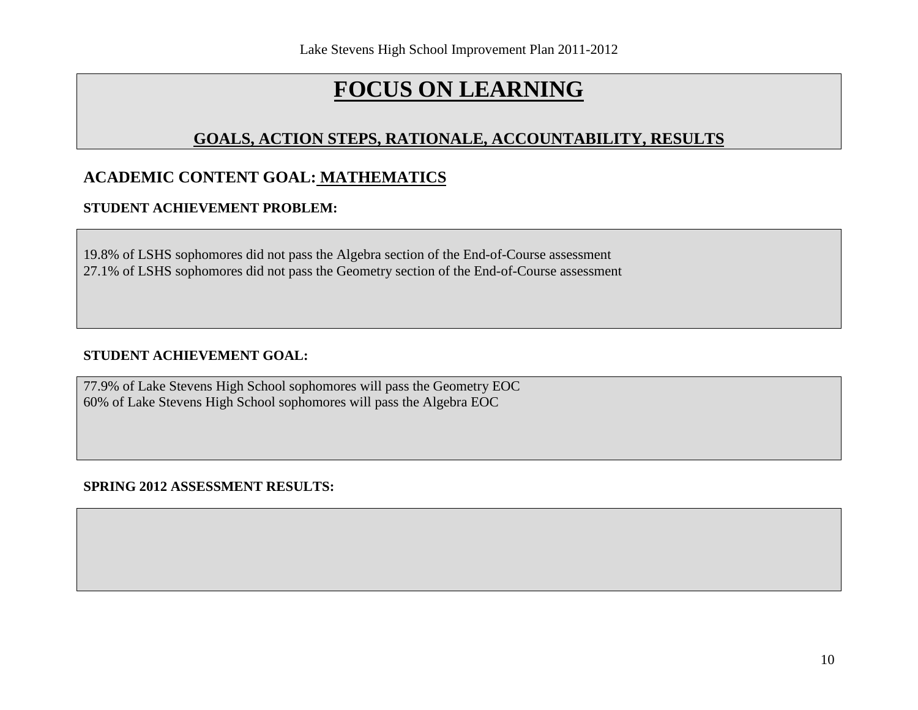# FOCUS ON LEARNING

## GOALS, ACTION STEPS, RATIONALE, ACCOUNTABILITY, RESULTS

## ACADEMIC CONTENT GOAL: MATHEMATICS

### STUDENT ACHIEVEMENT PROBLEM:

19.8% of LSHS sophomores did not pass the Algebra section of the End-of-Course assessment
27.1% of LSHS sophomores did not pass the Geometry section of the End-of-Course assessment

### STUDENT ACHIEVEMENT GOAL:

77.9% of Lake Stevens High School sophomores will pass the Geometry EOC
60% of Lake Stevens High School sophomores will pass the Algebra EOC

### SPRING 2012 ASSESSMENT RESULTS: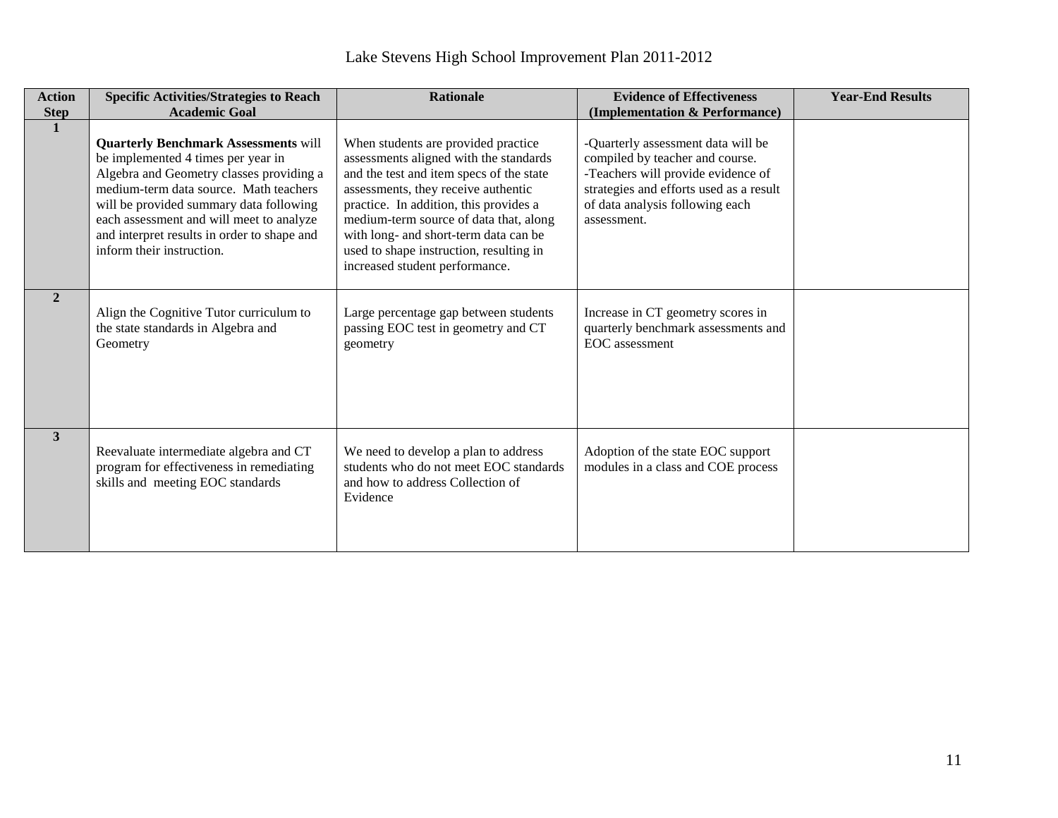# Lake Stevens High School Improvement Plan 2011-2012

| Action Step | Specific Activities/Strategies to Reach Academic Goal | Rationale | Evidence of Effectiveness (Implementation & Performance) | Year-End Results |
|---|---|---|---|---|
| **1** | **Quarterly Benchmark Assessments** will be implemented 4 times per year in Algebra and Geometry classes providing a medium-term data source. Math teachers will be provided summary data following each assessment and will meet to analyze and interpret results in order to shape and inform their instruction. | When students are provided practice assessments aligned with the standards and the test and item specs of the state assessments, they receive authentic practice. In addition, this provides a medium-term source of data that, along with long- and short-term data can be used to shape instruction, resulting in increased student performance. | -Quarterly assessment data will be compiled by teacher and course.<br>-Teachers will provide evidence of strategies and efforts used as a result of data analysis following each assessment. | |
| **2** | Align the Cognitive Tutor curriculum to the state standards in Algebra and Geometry | Large percentage gap between students passing EOC test in geometry and CT geometry | Increase in CT geometry scores in quarterly benchmark assessments and EOC assessment | |
| **3** | Reevaluate intermediate algebra and CT program for effectiveness in remediating skills and meeting EOC standards | We need to develop a plan to address students who do not meet EOC standards and how to address Collection of Evidence | Adoption of the state EOC support modules in a class and COE process | |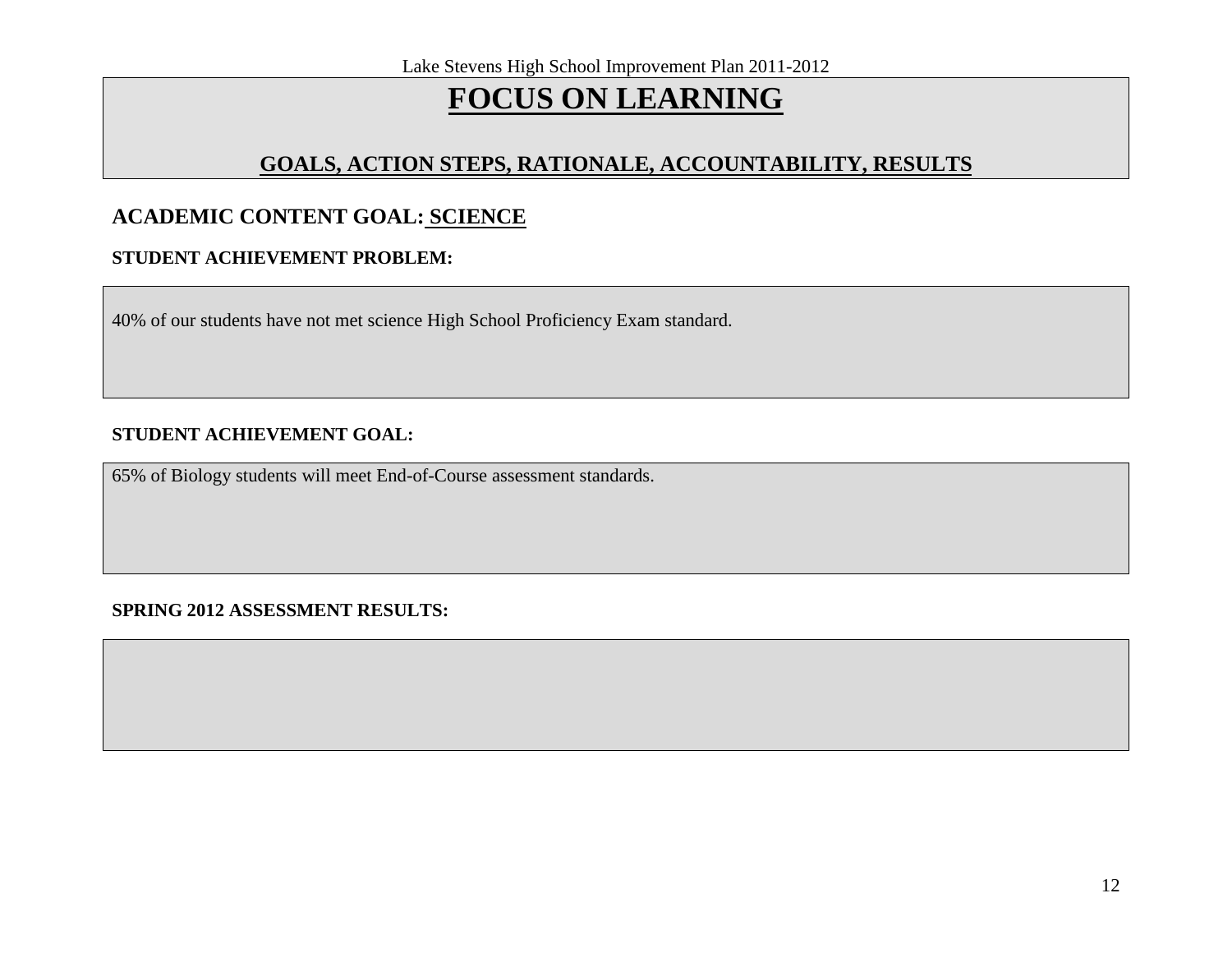# FOCUS ON LEARNING

## GOALS, ACTION STEPS, RATIONALE, ACCOUNTABILITY, RESULTS

### ACADEMIC CONTENT GOAL: SCIENCE

**STUDENT ACHIEVEMENT PROBLEM:**

40% of our students have not met science High School Proficiency Exam standard.

**STUDENT ACHIEVEMENT GOAL:**

65% of Biology students will meet End-of-Course assessment standards.

**SPRING 2012 ASSESSMENT RESULTS:**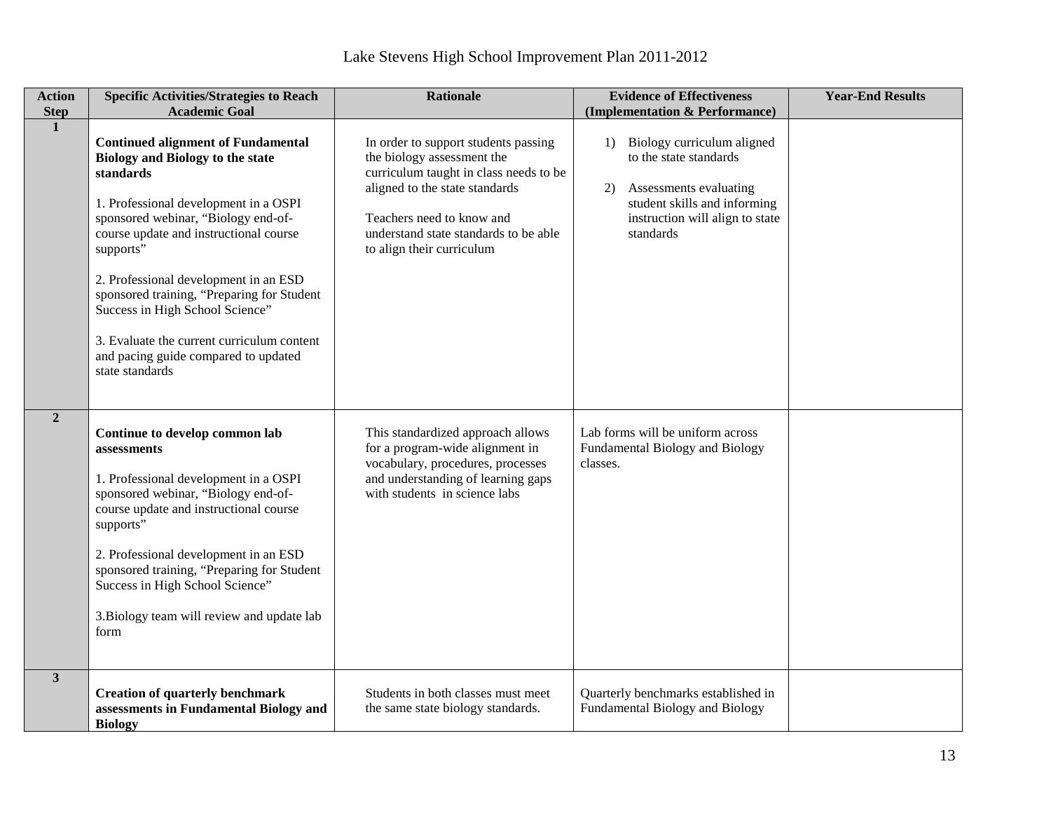# Lake Stevens High School Improvement Plan 2011-2012

| Action Step | Specific Activities/Strategies to Reach Academic Goal | Rationale | Evidence of Effectiveness (Implementation & Performance) | Year-End Results |
|---|---|---|---|---|
| 1 | **Continued alignment of Fundamental Biology and Biology to the state standards**<br><br>1. Professional development in a OSPI sponsored webinar, "Biology end-of-course update and instructional course supports"<br><br>2. Professional development in an ESD sponsored training, "Preparing for Student Success in High School Science"<br><br>3. Evaluate the current curriculum content and pacing guide compared to updated state standards | In order to support students passing the biology assessment the curriculum taught in class needs to be aligned to the state standards<br><br>Teachers need to know and understand state standards to be able to align their curriculum | 1) Biology curriculum aligned to the state standards<br><br>2) Assessments evaluating student skills and informing instruction will align to state standards | |
| 2 | **Continue to develop common lab assessments**<br><br>1. Professional development in a OSPI sponsored webinar, "Biology end-of-course update and instructional course supports"<br><br>2. Professional development in an ESD sponsored training, "Preparing for Student Success in High School Science"<br><br>3.Biology team will review and update lab form | This standardized approach allows for a program-wide alignment in vocabulary, procedures, processes and understanding of learning gaps with students in science labs | Lab forms will be uniform across Fundamental Biology and Biology classes. | |
| 3 | **Creation of quarterly benchmark assessments in Fundamental Biology and Biology** | Students in both classes must meet the same state biology standards. | Quarterly benchmarks established in Fundamental Biology and Biology | |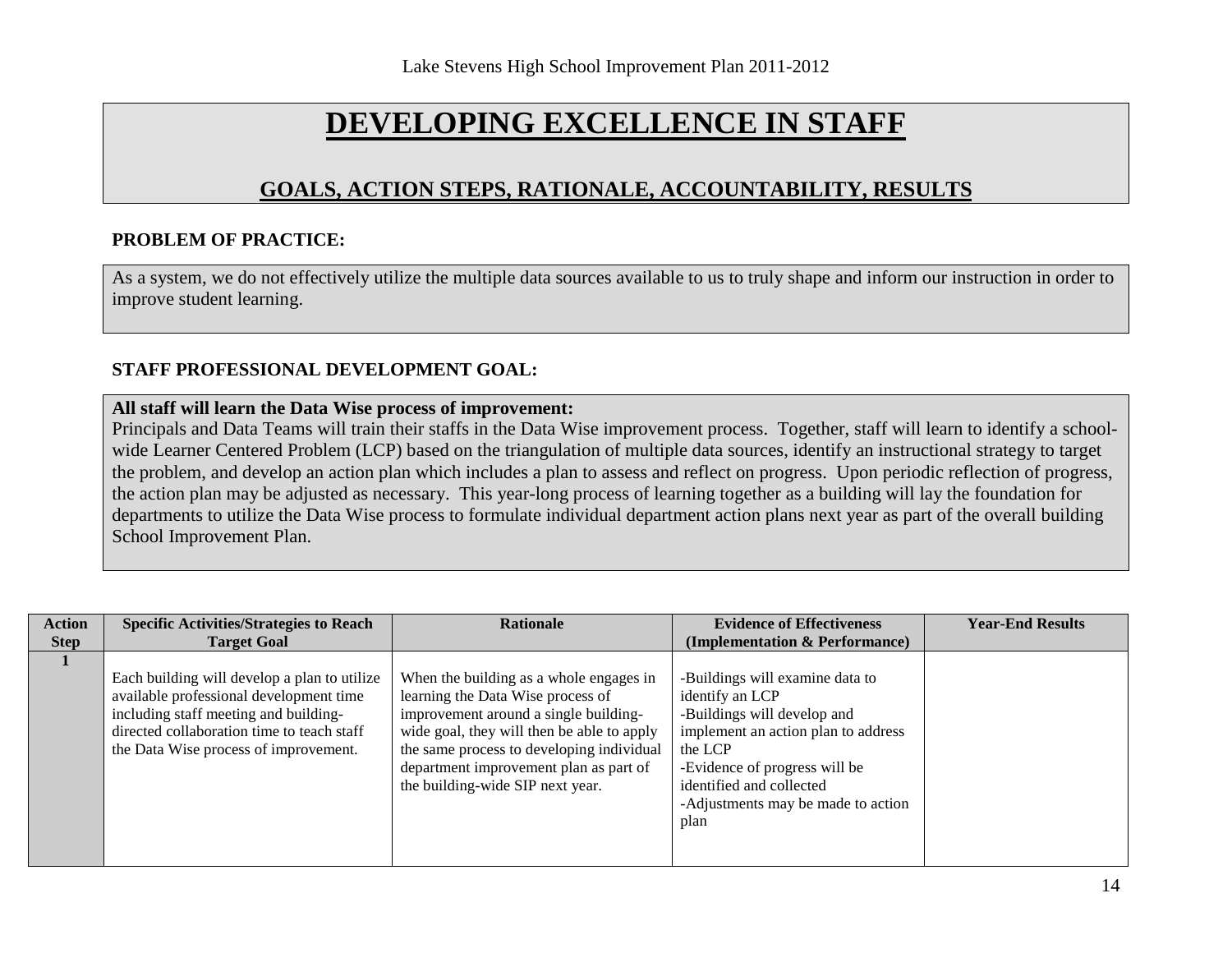# DEVELOPING EXCELLENCE IN STAFF

## GOALS, ACTION STEPS, RATIONALE, ACCOUNTABILITY, RESULTS

**PROBLEM OF PRACTICE:**

As a system, we do not effectively utilize the multiple data sources available to us to truly shape and inform our instruction in order to improve student learning.

**STAFF PROFESSIONAL DEVELOPMENT GOAL:**

**All staff will learn the Data Wise process of improvement:**
Principals and Data Teams will train their staffs in the Data Wise improvement process. Together, staff will learn to identify a school-wide Learner Centered Problem (LCP) based on the triangulation of multiple data sources, identify an instructional strategy to target the problem, and develop an action plan which includes a plan to assess and reflect on progress. Upon periodic reflection of progress, the action plan may be adjusted as necessary. This year-long process of learning together as a building will lay the foundation for departments to utilize the Data Wise process to formulate individual department action plans next year as part of the overall building School Improvement Plan.

| Action Step | Specific Activities/Strategies to Reach Target Goal | Rationale | Evidence of Effectiveness (Implementation & Performance) | Year-End Results |
|---|---|---|---|---|
| **1** | Each building will develop a plan to utilize available professional development time including staff meeting and building-directed collaboration time to teach staff the Data Wise process of improvement. | When the building as a whole engages in learning the Data Wise process of improvement around a single building-wide goal, they will then be able to apply the same process to developing individual department improvement plan as part of the building-wide SIP next year. | -Buildings will examine data to identify an LCP<br>-Buildings will develop and implement an action plan to address the LCP<br>-Evidence of progress will be identified and collected<br>-Adjustments may be made to action plan | |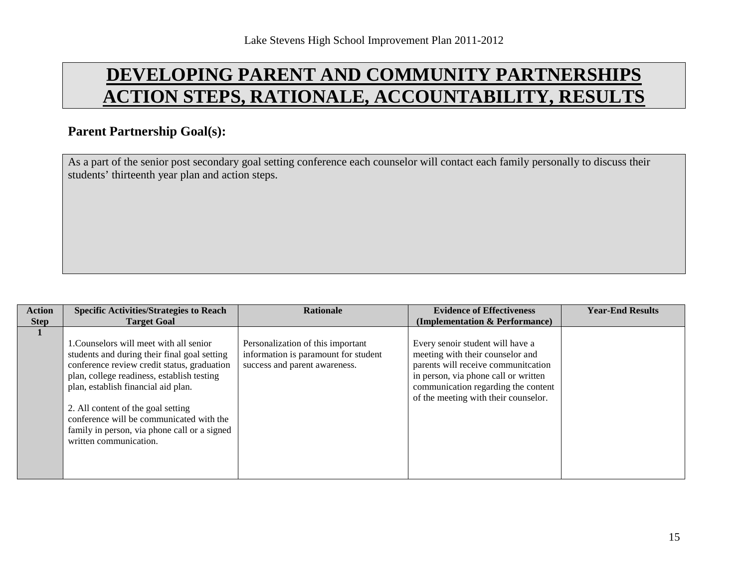# DEVELOPING PARENT AND COMMUNITY PARTNERSHIPS ACTION STEPS, RATIONALE, ACCOUNTABILITY, RESULTS

**Parent Partnership Goal(s):**

As a part of the senior post secondary goal setting conference each counselor will contact each family personally to discuss their students' thirteenth year plan and action steps.

| Action Step | Specific Activities/Strategies to Reach Target Goal | Rationale | Evidence of Effectiveness (Implementation & Performance) | Year-End Results |
|---|---|---|---|---|
| 1 | 1.Counselors will meet with all senior students and during their final goal setting conference review credit status, graduation plan, college readiness, establish testing plan, establish financial aid plan.<br><br>2. All content of the goal setting conference will be communicated with the family in person, via phone call or a signed written communication. | Personalization of this important information is paramount for student success and parent awareness. | Every senoir student will have a meeting with their counselor and parents will receive communitcation in person, via phone call or written communication regarding the content of the meeting with their counselor. | |